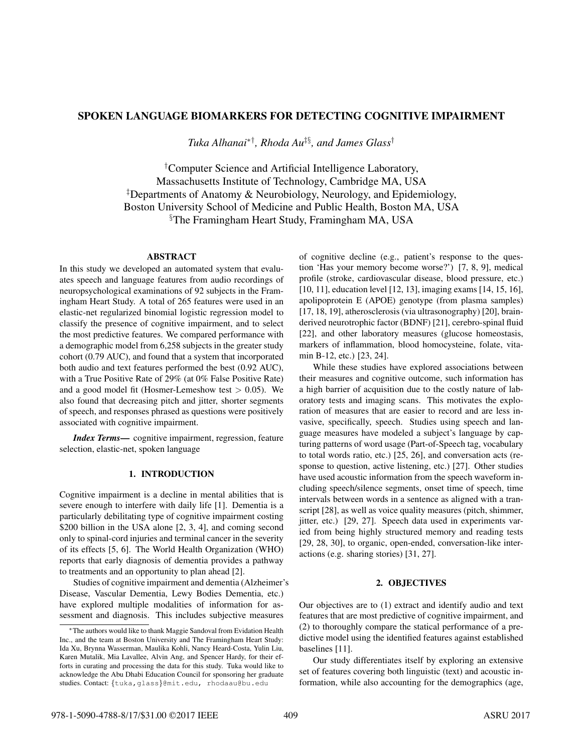# SPOKEN LANGUAGE BIOMARKERS FOR DETECTING COGNITIVE IMPAIRMENT

*Tuka Alhanai*[*†], *Rhoda Au*[‡§], *and James Glass*[†]

[†]Computer Science and Artificial Intelligence Laboratory,
Massachusetts Institute of Technology, Cambridge MA, USA
[‡]Departments of Anatomy & Neurobiology, Neurology, and Epidemiology,
Boston University School of Medicine and Public Health, Boston MA, USA
[§]The Framingham Heart Study, Framingham MA, USA

## ABSTRACT

In this study we developed an automated system that evaluates speech and language features from audio recordings of neuropsychological examinations of 92 subjects in the Framingham Heart Study. A total of 265 features were used in an elastic-net regularized binomial logistic regression model to classify the presence of cognitive impairment, and to select the most predictive features. We compared performance with a demographic model from 6,258 subjects in the greater study cohort (0.79 AUC), and found that a system that incorporated both audio and text features performed the best (0.92 AUC), with a True Positive Rate of 29% (at 0% False Positive Rate) and a good model fit (Hosmer-Lemeshow test $> 0.05$). We also found that decreasing pitch and jitter, shorter segments of speech, and responses phrased as questions were positively associated with cognitive impairment.

***Index Terms—*** cognitive impairment, regression, feature selection, elastic-net, spoken language

## 1. INTRODUCTION

Cognitive impairment is a decline in mental abilities that is severe enough to interfere with daily life [1]. Dementia is a particularly debilitating type of cognitive impairment costing $200 billion in the USA alone [2, 3, 4], and coming second only to spinal-cord injuries and terminal cancer in the severity of its effects [5, 6]. The World Health Organization (WHO) reports that early diagnosis of dementia provides a pathway to treatments and an opportunity to plan ahead [2].

Studies of cognitive impairment and dementia (Alzheimer's Disease, Vascular Dementia, Lewy Bodies Dementia, etc.) have explored multiple modalities of information for assessment and diagnosis. This includes subjective measures of cognitive decline (e.g., patient's response to the question 'Has your memory become worse?') [7, 8, 9], medical profile (stroke, cardiovascular disease, blood pressure, etc.) [10, 11], education level [12, 13], imaging exams [14, 15, 16], apolipoprotein E (APOE) genotype (from plasma samples) [17, 18, 19], atherosclerosis (via ultrasonography) [20], brain-derived neurotrophic factor (BDNF) [21], cerebro-spinal fluid [22], and other laboratory measures (glucose homeostasis, markers of inflammation, blood homocysteine, folate, vitamin B-12, etc.) [23, 24].

While these studies have explored associations between their measures and cognitive outcome, such information has a high barrier of acquisition due to the costly nature of laboratory tests and imaging scans. This motivates the exploration of measures that are easier to record and are less invasive, specifically, speech. Studies using speech and language measures have modeled a subject's language by capturing patterns of word usage (Part-of-Speech tag, vocabulary to total words ratio, etc.) [25, 26], and conversation acts (response to question, active listening, etc.) [27]. Other studies have used acoustic information from the speech waveform including speech/silence segments, onset time of speech, time intervals between words in a sentence as aligned with a transcript [28], as well as voice quality measures (pitch, shimmer, jitter, etc.) [29, 27]. Speech data used in experiments varied from being highly structured memory and reading tests [29, 28, 30], to organic, open-ended, conversation-like interactions (e.g. sharing stories) [31, 27].

## 2. OBJECTIVES

Our objectives are to (1) extract and identify audio and text features that are most predictive of cognitive impairment, and (2) to thoroughly compare the statical performance of a predictive model using the identified features against established baselines [11].

Our study differentiates itself by exploring an extensive set of features covering both linguistic (text) and acoustic information, while also accounting for the demographics (age,

[*]The authors would like to thank Maggie Sandoval from Evidation Health Inc., and the team at Boston University and The Framingham Heart Study: Ida Xu, Brynna Wasserman, Maulika Kohli, Nancy Heard-Costa, Yulin Liu, Karen Mutalik, Mia Lavallee, Alvin Ang, and Spencer Hardy, for their efforts in curating and processing the data for this study. Tuka would like to acknowledge the Abu Dhabi Education Council for sponsoring her graduate studies. Contact: {tuka,glass}@mit.edu, rhodaau@bu.edu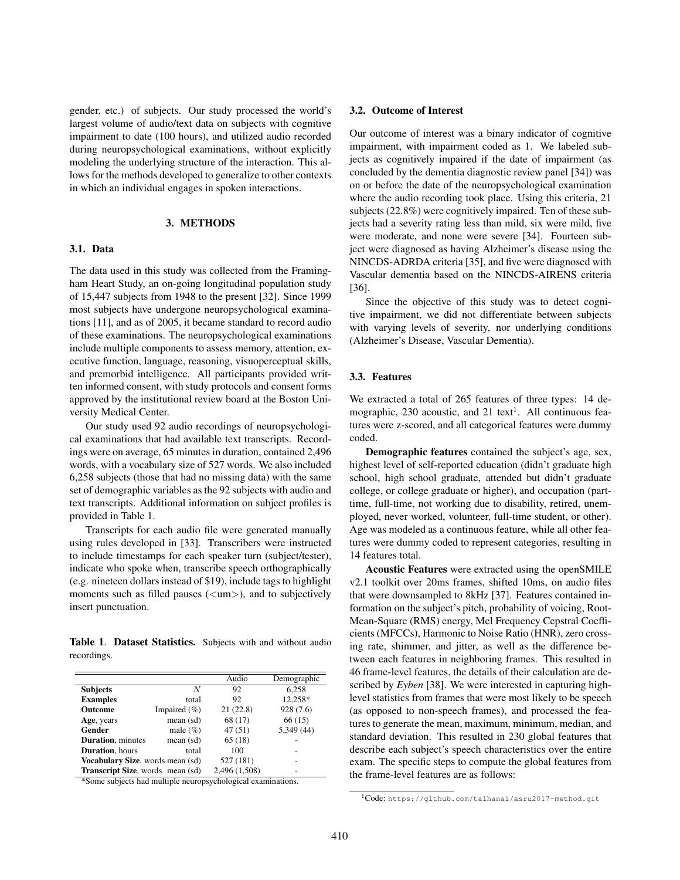gender, etc.) of subjects. Our study processed the world's largest volume of audio/text data on subjects with cognitive impairment to date (100 hours), and utilized audio recorded during neuropsychological examinations, without explicitly modeling the underlying structure of the interaction. This allows for the methods developed to generalize to other contexts in which an individual engages in spoken interactions.

## 3. METHODS

### 3.1. Data

The data used in this study was collected from the Framingham Heart Study, an on-going longitudinal population study of 15,447 subjects from 1948 to the present [32]. Since 1999 most subjects have undergone neuropsychological examinations [11], and as of 2005, it became standard to record audio of these examinations. The neuropsychological examinations include multiple components to assess memory, attention, executive function, language, reasoning, visuoperceptual skills, and premorbid intelligence. All participants provided written informed consent, with study protocols and consent forms approved by the institutional review board at the Boston University Medical Center.

Our study used 92 audio recordings of neuropsychological examinations that had available text transcripts. Recordings were on average, 65 minutes in duration, contained 2,496 words, with a vocabulary size of 527 words. We also included 6,258 subjects (those that had no missing data) with the same set of demographic variables as the 92 subjects with audio and text transcripts. Additional information on subject profiles is provided in Table 1.

Transcripts for each audio file were generated manually using rules developed in [33]. Transcribers were instructed to include timestamps for each speaker turn (subject/tester), indicate who spoke when, transcribe speech orthographically (e.g. nineteen dollars instead of $19), include tags to highlight moments such as filled pauses (<um>), and to subjectively insert punctuation.

**Table 1**. **Dataset Statistics.** Subjects with and without audio recordings.

| | | Audio | Demographic |
|---|---|---|---|
| **Subjects** | $N$ | 92 | 6,258 |
| **Examples** | total | 92 | 12,258* |
| **Outcome** | Impaired (%) | 21 (22.8) | 928 (7.6) |
| **Age**, years | mean (sd) | 68 (17) | 66 (15) |
| **Gender** | male (%) | 47 (51) | 5,349 (44) |
| **Duration**, minutes | mean (sd) | 65 (18) | - |
| **Duration**, hours | total | 100 | - |
| **Vocabulary Size**, words | mean (sd) | 527 (181) | - |
| **Transcript Size**, words | mean (sd) | 2,496 (1,508) | - |

*Some subjects had multiple neuropsychological examinations.

### 3.2. Outcome of Interest

Our outcome of interest was a binary indicator of cognitive impairment, with impairment coded as 1. We labeled subjects as cognitively impaired if the date of impairment (as concluded by the dementia diagnostic review panel [34]) was on or before the date of the neuropsychological examination where the audio recording took place. Using this criteria, 21 subjects (22.8%) were cognitively impaired. Ten of these subjects had a severity rating less than mild, six were mild, five were moderate, and none were severe [34]. Fourteen subject were diagnosed as having Alzheimer's disease using the NINCDS-ADRDA criteria [35], and five were diagnosed with Vascular dementia based on the NINCDS-AIRENS criteria [36].

Since the objective of this study was to detect cognitive impairment, we did not differentiate between subjects with varying levels of severity, nor underlying conditions (Alzheimer's Disease, Vascular Dementia).

### 3.3. Features

We extracted a total of 265 features of three types: 14 demographic, 230 acoustic, and 21 text[1]. All continuous features were z-scored, and all categorical features were dummy coded.

**Demographic features** contained the subject's age, sex, highest level of self-reported education (didn't graduate high school, high school graduate, attended but didn't graduate college, or college graduate or higher), and occupation (part-time, full-time, not working due to disability, retired, unemployed, never worked, volunteer, full-time student, or other). Age was modeled as a continuous feature, while all other features were dummy coded to represent categories, resulting in 14 features total.

**Acoustic Features** were extracted using the openSMILE v2.1 toolkit over 20ms frames, shifted 10ms, on audio files that were downsampled to 8kHz [37]. Features contained information on the subject's pitch, probability of voicing, Root-Mean-Square (RMS) energy, Mel Frequency Cepstral Coefficients (MFCCs), Harmonic to Noise Ratio (HNR), zero crossing rate, shimmer, and jitter, as well as the difference between each features in neighboring frames. This resulted in 46 frame-level features, the details of their calculation are described by *Eyben* [38]. We were interested in capturing high-level statistics from frames that were most likely to be speech (as opposed to non-speech frames), and processed the features to generate the mean, maximum, minimum, median, and standard deviation. This resulted in 230 global features that describe each subject's speech characteristics over the entire exam. The specific steps to compute the global features from the frame-level features are as follows:

[1]Code: `https://github.com/talhanai/asru2017-method.git`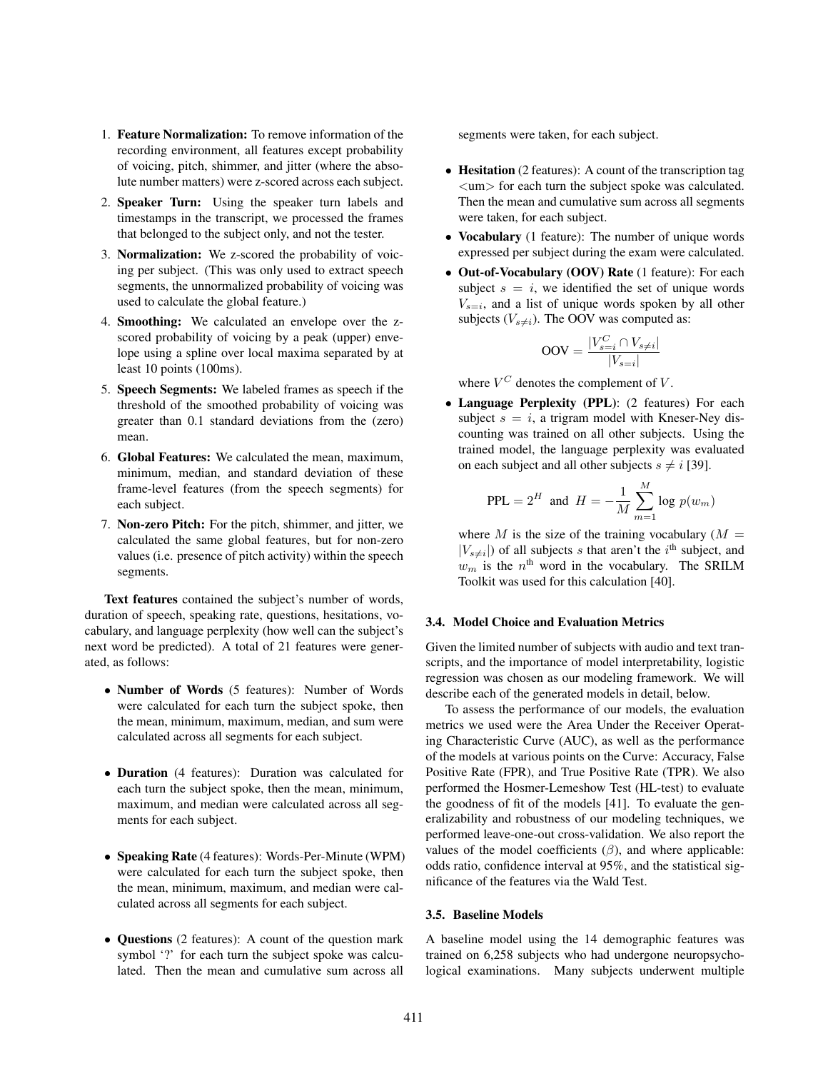1. **Feature Normalization:** To remove information of the recording environment, all features except probability of voicing, pitch, shimmer, and jitter (where the absolute number matters) were z-scored across each subject.
2. **Speaker Turn:** Using the speaker turn labels and timestamps in the transcript, we processed the frames that belonged to the subject only, and not the tester.
3. **Normalization:** We z-scored the probability of voicing per subject. (This was only used to extract speech segments, the unnormalized probability of voicing was used to calculate the global feature.)
4. **Smoothing:** We calculated an envelope over the z-scored probability of voicing by a peak (upper) envelope using a spline over local maxima separated by at least 10 points (100ms).
5. **Speech Segments:** We labeled frames as speech if the threshold of the smoothed probability of voicing was greater than 0.1 standard deviations from the (zero) mean.
6. **Global Features:** We calculated the mean, maximum, minimum, median, and standard deviation of these frame-level features (from the speech segments) for each subject.
7. **Non-zero Pitch:** For the pitch, shimmer, and jitter, we calculated the same global features, but for non-zero values (i.e. presence of pitch activity) within the speech segments.

**Text features** contained the subject's number of words, duration of speech, speaking rate, questions, hesitations, vocabulary, and language perplexity (how well can the subject's next word be predicted). A total of 21 features were generated, as follows:

- **Number of Words** (5 features): Number of Words were calculated for each turn the subject spoke, then the mean, minimum, maximum, median, and sum were calculated across all segments for each subject.
- **Duration** (4 features): Duration was calculated for each turn the subject spoke, then the mean, minimum, maximum, and median were calculated across all segments for each subject.
- **Speaking Rate** (4 features): Words-Per-Minute (WPM) were calculated for each turn the subject spoke, then the mean, minimum, maximum, and median were calculated across all segments for each subject.
- **Questions** (2 features): A count of the question mark symbol '?' for each turn the subject spoke was calculated. Then the mean and cumulative sum across all segments were taken, for each subject.
- **Hesitation** (2 features): A count of the transcription tag <um> for each turn the subject spoke was calculated. Then the mean and cumulative sum across all segments were taken, for each subject.
- **Vocabulary** (1 feature): The number of unique words expressed per subject during the exam were calculated.
- **Out-of-Vocabulary (OOV) Rate** (1 feature): For each subject $s = i$, we identified the set of unique words $V_{s=i}$, and a list of unique words spoken by all other subjects ($V_{s \neq i}$). The OOV was computed as:

  $$\text{OOV} = \frac{|V_{s=i}^{C} \cap V_{s \neq i}|}{|V_{s=i}|}$$

  where $V^C$ denotes the complement of $V$.
- **Language Perplexity (PPL)**: (2 features) For each subject $s = i$, a trigram model with Kneser-Ney discounting was trained on all other subjects. Using the trained model, the language perplexity was evaluated on each subject and all other subjects $s \neq i$ [39].

  $$\text{PPL} = 2^{H} \text{ and } H = -\frac{1}{M} \sum_{m=1}^{M} \log\, p(w_m)$$

  where $M$ is the size of the training vocabulary ($M = |V_{s \neq i}|$) of all subjects $s$ that aren't the $i^{\text{th}}$ subject, and $w_m$ is the $n^{\text{th}}$ word in the vocabulary. The SRILM Toolkit was used for this calculation [40].

### 3.4. Model Choice and Evaluation Metrics

Given the limited number of subjects with audio and text transcripts, and the importance of model interpretability, logistic regression was chosen as our modeling framework. We will describe each of the generated models in detail, below.

To assess the performance of our models, the evaluation metrics we used were the Area Under the Receiver Operating Characteristic Curve (AUC), as well as the performance of the models at various points on the Curve: Accuracy, False Positive Rate (FPR), and True Positive Rate (TPR). We also performed the Hosmer-Lemeshow Test (HL-test) to evaluate the goodness of fit of the models [41]. To evaluate the generalizability and robustness of our modeling techniques, we performed leave-one-out cross-validation. We also report the values of the model coefficients ($\beta$), and where applicable: odds ratio, confidence interval at 95%, and the statistical significance of the features via the Wald Test.

### 3.5. Baseline Models

A baseline model using the 14 demographic features was trained on 6,258 subjects who had undergone neuropsychological examinations. Many subjects underwent multiple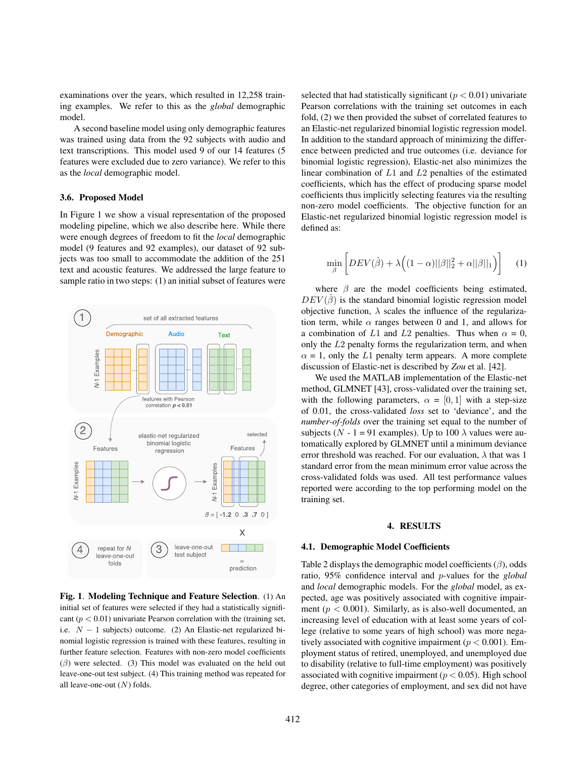examinations over the years, which resulted in 12,258 training examples. We refer to this as the *global* demographic model.

A second baseline model using only demographic features was trained using data from the 92 subjects with audio and text transcriptions. This model used 9 of our 14 features (5 features were excluded due to zero variance). We refer to this as the *local* demographic model.

### 3.6. Proposed Model

In Figure 1 we show a visual representation of the proposed modeling pipeline, which we also describe here. While there were enough degrees of freedom to fit the *local* demographic model (9 features and 92 examples), our dataset of 92 subjects was too small to accommodate the addition of the 251 text and acoustic features. We addressed the large feature to sample ratio in two steps: (1) an initial subset of features were selected that had statistically significant ($p < 0.01$) univariate Pearson correlations with the training set outcomes in each fold, (2) we then provided the subset of correlated features to an Elastic-net regularized binomial logistic regression model. In addition to the standard approach of minimizing the difference between predicted and true outcomes (i.e. deviance for binomial logistic regression), Elastic-net also minimizes the linear combination of $L1$ and $L2$ penalties of the estimated coefficients, which has the effect of producing sparse model coefficients thus implicitly selecting features via the resulting non-zero model coefficients. The objective function for an Elastic-net regularized binomial logistic regression model is defined as:

$$\min_{\beta} \left[ DEV(\hat{\beta}) + \lambda \Big( (1-\alpha)||\beta||_2^2 + \alpha||\beta||_1 \Big) \right] \tag{1}$$

where $\beta$ are the model coefficients being estimated, $DEV(\hat{\beta})$ is the standard binomial logistic regression model objective function, $\lambda$ scales the influence of the regularization term, while $\alpha$ ranges between 0 and 1, and allows for a combination of $L1$ and $L2$ penalties. Thus when $\alpha$ = 0, only the $L2$ penalty forms the regularization term, and when $\alpha$ = 1, only the $L1$ penalty term appears. A more complete discussion of Elastic-net is described by *Zou* et al. [42].

We used the MATLAB implementation of the Elastic-net method, GLMNET [43], cross-validated over the training set, with the following parameters, $\alpha = [0, 1]$ with a step-size of 0.01, the cross-validated *loss* set to 'deviance', and the *number-of-folds* over the training set equal to the number of subjects ($N$ - 1 = 91 examples). Up to 100 $\lambda$ values were automatically explored by GLMNET until a minimum deviance error threshold was reached. For our evaluation, $\lambda$ that was 1 standard error from the mean minimum error value across the cross-validated folds was used. All test performance values reported were according to the top performing model on the training set.

**Fig. 1**. **Modeling Technique and Feature Selection**. (1) An initial set of features were selected if they had a statistically significant ($p < 0.01$) univariate Pearson correlation with the (training set, i.e. $N - 1$ subjects) outcome. (2) An Elastic-net regularized binomial logistic regression is trained with these features, resulting in further feature selection. Features with non-zero model coefficients ($\beta$) were selected. (3) This model was evaluated on the held out leave-one-out test subject. (4) This training method was repeated for all leave-one-out ($N$) folds.

## 4. RESULTS

### 4.1. Demographic Model Coefficients

Table 2 displays the demographic model coefficients ($\beta$), odds ratio, 95% confidence interval and $p$-values for the *global* and *local* demographic models. For the *global* model, as expected, age was positively associated with cognitive impairment ($p < 0.001$). Similarly, as is also-well documented, an increasing level of education with at least some years of college (relative to some years of high school) was more negatively associated with cognitive impairment ($p < 0.001$). Employment status of retired, unemployed, and unemployed due to disability (relative to full-time employment) was positively associated with cognitive impairment ($p < 0.05$). High school degree, other categories of employment, and sex did not have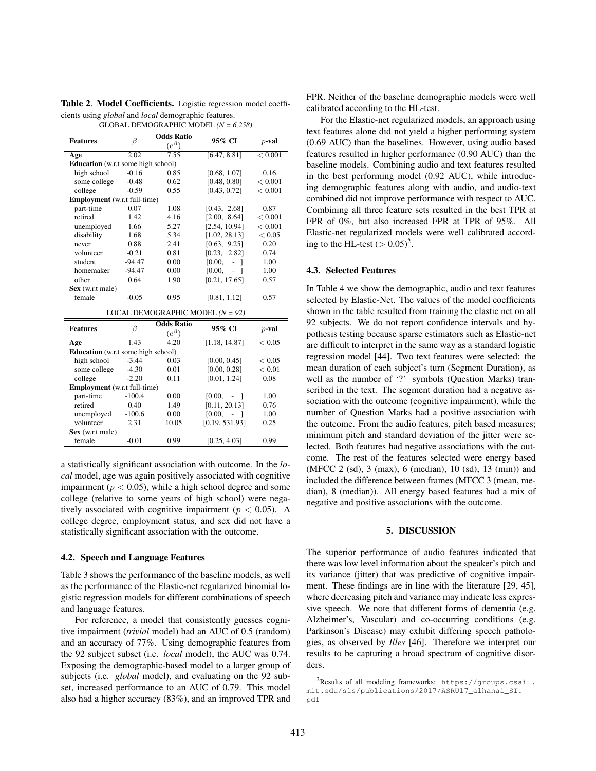**Table 2**. **Model Coefficients.** Logistic regression model coefficients using *global* and *local* demographic features.

GLOBAL DEMOGRAPHIC MODEL *(N = 6,258)*

| Features | $\beta$ | Odds Ratio ($e^{\beta}$) | 95% CI | $p$-val |
|---|---|---|---|---|
| **Age** | 2.02 | 7.55 | [6.47, 8.81] | $< 0.001$ |
| **Education** (w.r.t some high school) | | | | |
| high school | -0.16 | 0.85 | [0.68, 1.07] | 0.16 |
| some college | -0.48 | 0.62 | [0.48, 0.80] | $< 0.001$ |
| college | -0.59 | 0.55 | [0.43, 0.72] | $< 0.001$ |
| **Employment** (w.r.t full-time) | | | | |
| part-time | 0.07 | 1.08 | [0.43, 2.68] | 0.87 |
| retired | 1.42 | 4.16 | [2.00, 8.64] | $< 0.001$ |
| unemployed | 1.66 | 5.27 | [2.54, 10.94] | $< 0.001$ |
| disability | 1.68 | 5.34 | [1.02, 28.13] | $< 0.05$ |
| never | 0.88 | 2.41 | [0.63, 9.25] | 0.20 |
| volunteer | -0.21 | 0.81 | [0.23, 2.82] | 0.74 |
| student | -94.47 | 0.00 | [0.00, - ] | 1.00 |
| homemaker | -94.47 | 0.00 | [0.00, - ] | 1.00 |
| other | 0.64 | 1.90 | [0.21, 17.65] | 0.57 |
| **Sex** (w.r.t male) | | | | |
| female | -0.05 | 0.95 | [0.81, 1.12] | 0.57 |

LOCAL DEMOGRAPHIC MODEL *(N = 92)*

| Features | $\beta$ | Odds Ratio ($e^{\beta}$) | 95% CI | $p$-val |
|---|---|---|---|---|
| **Age** | 1.43 | 4.20 | [1.18, 14.87] | $< 0.05$ |
| **Education** (w.r.t some high school) | | | | |
| high school | -3.44 | 0.03 | [0.00, 0.45] | $< 0.05$ |
| some college | -4.30 | 0.01 | [0.00, 0.28] | $< 0.01$ |
| college | -2.20 | 0.11 | [0.01, 1.24] | 0.08 |
| **Employment** (w.r.t full-time) | | | | |
| part-time | -100.4 | 0.00 | [0.00, - ] | 1.00 |
| retired | 0.40 | 1.49 | [0.11, 20.13] | 0.76 |
| unemployed | -100.6 | 0.00 | [0.00, - ] | 1.00 |
| volunteer | 2.31 | 10.05 | [0.19, 531.93] | 0.25 |
| **Sex** (w.r.t male) | | | | |
| female | -0.01 | 0.99 | [0.25, 4.03] | 0.99 |

a statistically significant association with outcome. In the *local* model, age was again positively associated with cognitive impairment ($p < 0.05$), while a high school degree and some college (relative to some years of high school) were negatively associated with cognitive impairment ($p < 0.05$). A college degree, employment status, and sex did not have a statistically significant association with the outcome.

### 4.2. Speech and Language Features

Table 3 shows the performance of the baseline models, as well as the performance of the Elastic-net regularized binomial logistic regression models for different combinations of speech and language features.

For reference, a model that consistently guesses cognitive impairment (*trivial* model) had an AUC of 0.5 (random) and an accuracy of 77%. Using demographic features from the 92 subject subset (i.e. *local* model), the AUC was 0.74. Exposing the demographic-based model to a larger group of subjects (i.e. *global* model), and evaluating on the 92 subset, increased performance to an AUC of 0.79. This model also had a higher accuracy (83%), and an improved TPR and FPR. Neither of the baseline demographic models were well calibrated according to the HL-test.

For the Elastic-net regularized models, an approach using text features alone did not yield a higher performing system (0.69 AUC) than the baselines. However, using audio based features resulted in higher performance (0.90 AUC) than the baseline models. Combining audio and text features resulted in the best performing model (0.92 AUC), while introducing demographic features along with audio, and audio-text combined did not improve performance with respect to AUC. Combining all three feature sets resulted in the best TPR at FPR of 0%, but also increased FPR at TPR of 95%. All Elastic-net regularized models were well calibrated according to the HL-test ($> 0.05$)[2].

### 4.3. Selected Features

In Table 4 we show the demographic, audio and text features selected by Elastic-Net. The values of the model coefficients shown in the table resulted from training the elastic net on all 92 subjects. We do not report confidence intervals and hypothesis testing because sparse estimators such as Elastic-net are difficult to interpret in the same way as a standard logistic regression model [44]. Two text features were selected: the mean duration of each subject's turn (Segment Duration), as well as the number of '?' symbols (Question Marks) transcribed in the text. The segment duration had a negative association with the outcome (cognitive impairment), while the number of Question Marks had a positive association with the outcome. From the audio features, pitch based measures; minimum pitch and standard deviation of the jitter were selected. Both features had negative associations with the outcome. The rest of the features selected were energy based (MFCC 2 (sd), 3 (max), 6 (median), 10 (sd), 13 (min)) and included the difference between frames (MFCC 3 (mean, median), 8 (median)). All energy based features had a mix of negative and positive associations with the outcome.

## 5. DISCUSSION

The superior performance of audio features indicated that there was low level information about the speaker's pitch and its variance (jitter) that was predictive of cognitive impairment. These findings are in line with the literature [29, 45], where decreasing pitch and variance may indicate less expressive speech. We note that different forms of dementia (e.g. Alzheimer's, Vascular) and co-occurring conditions (e.g. Parkinson's Disease) may exhibit differing speech pathologies, as observed by *Illes* [46]. Therefore we interpret our results to be capturing a broad spectrum of cognitive disorders.

[2]Results of all modeling frameworks: https://groups.csail.mit.edu/sls/publications/2017/ASRU17_alhanai_SI.pdf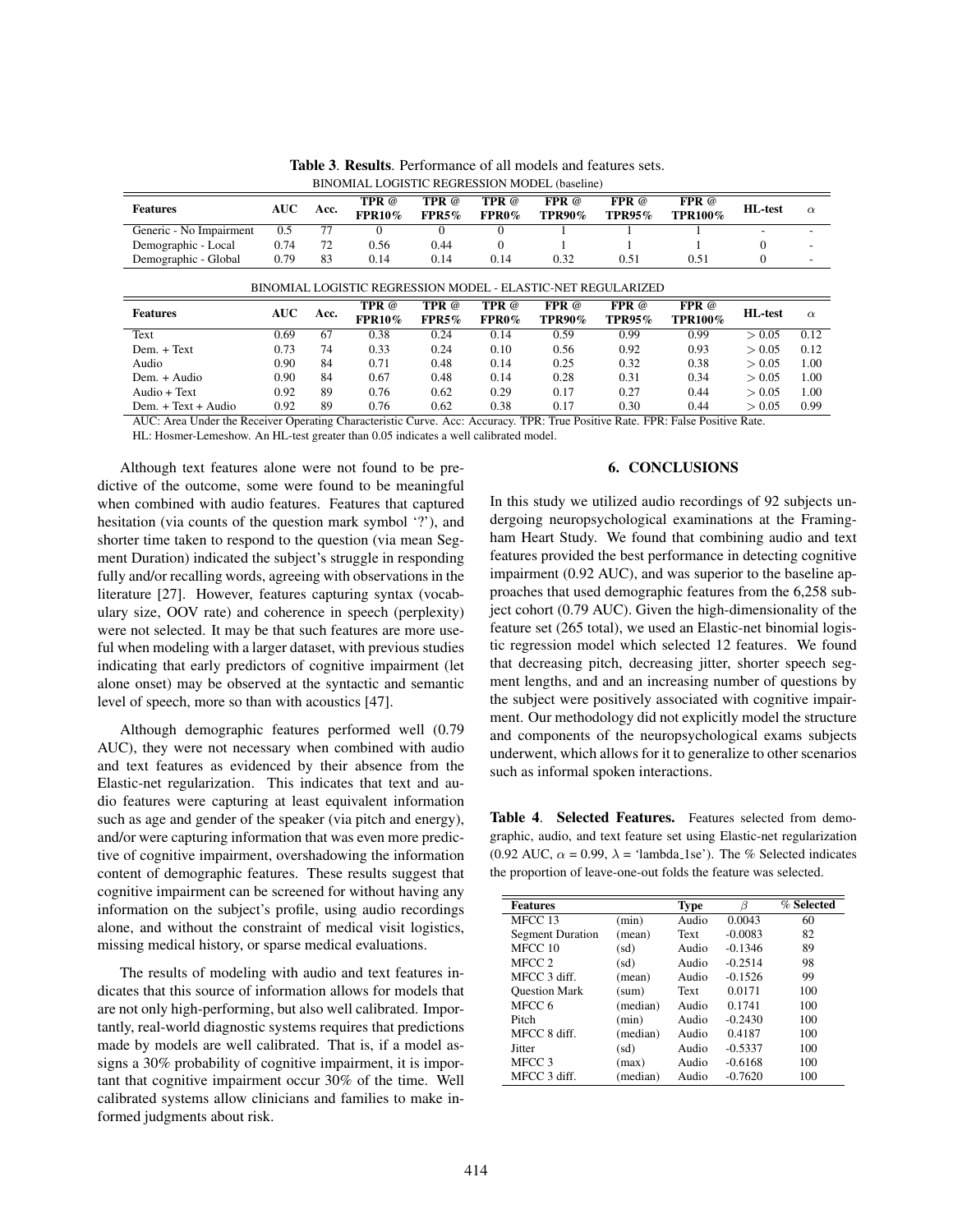**Table 3**. **Results**. Performance of all models and features sets.

BINOMIAL LOGISTIC REGRESSION MODEL (baseline)

| Features | AUC | Acc. | TPR @ FPR10% | TPR @ FPR5% | TPR @ FPR0% | FPR @ TPR90% | FPR @ TPR95% | FPR @ TPR100% | HL-test | $\alpha$ |
|---|---|---|---|---|---|---|---|---|---|---|
| Generic - No Impairment | 0.5 | 77 | 0 | 0 | 0 | 1 | 1 | 1 | - | - |
| Demographic - Local | 0.74 | 72 | 0.56 | 0.44 | 0 | 1 | 1 | 1 | 0 | - |
| Demographic - Global | 0.79 | 83 | 0.14 | 0.14 | 0.14 | 0.32 | 0.51 | 0.51 | 0 | - |

BINOMIAL LOGISTIC REGRESSION MODEL - ELASTIC-NET REGULARIZED

| Features | AUC | Acc. | TPR @ FPR10% | TPR @ FPR5% | TPR @ FPR0% | FPR @ TPR90% | FPR @ TPR95% | FPR @ TPR100% | HL-test | $\alpha$ |
|---|---|---|---|---|---|---|---|---|---|---|
| Text | 0.69 | 67 | 0.38 | 0.24 | 0.14 | 0.59 | 0.99 | 0.99 | $> 0.05$ | 0.12 |
| Dem. + Text | 0.73 | 74 | 0.33 | 0.24 | 0.10 | 0.56 | 0.92 | 0.93 | $> 0.05$ | 0.12 |
| Audio | 0.90 | 84 | 0.71 | 0.48 | 0.14 | 0.25 | 0.32 | 0.38 | $> 0.05$ | 1.00 |
| Dem. + Audio | 0.90 | 84 | 0.67 | 0.48 | 0.14 | 0.28 | 0.31 | 0.34 | $> 0.05$ | 1.00 |
| Audio + Text | 0.92 | 89 | 0.76 | 0.62 | 0.29 | 0.17 | 0.27 | 0.44 | $> 0.05$ | 1.00 |
| Dem. + Text + Audio | 0.92 | 89 | 0.76 | 0.62 | 0.38 | 0.17 | 0.30 | 0.44 | $> 0.05$ | 0.99 |

AUC: Area Under the Receiver Operating Characteristic Curve. Acc: Accuracy. TPR: True Positive Rate. FPR: False Positive Rate.
HL: Hosmer-Lemeshow. An HL-test greater than 0.05 indicates a well calibrated model.

Although text features alone were not found to be predictive of the outcome, some were found to be meaningful when combined with audio features. Features that captured hesitation (via counts of the question mark symbol '?'), and shorter time taken to respond to the question (via mean Segment Duration) indicated the subject's struggle in responding fully and/or recalling words, agreeing with observations in the literature [27]. However, features capturing syntax (vocabulary size, OOV rate) and coherence in speech (perplexity) were not selected. It may be that such features are more useful when modeling with a larger dataset, with previous studies indicating that early predictors of cognitive impairment (let alone onset) may be observed at the syntactic and semantic level of speech, more so than with acoustics [47].

Although demographic features performed well (0.79 AUC), they were not necessary when combined with audio and text features as evidenced by their absence from the Elastic-net regularization. This indicates that text and audio features were capturing at least equivalent information such as age and gender of the speaker (via pitch and energy), and/or were capturing information that was even more predictive of cognitive impairment, overshadowing the information content of demographic features. These results suggest that cognitive impairment can be screened for without having any information on the subject's profile, using audio recordings alone, and without the constraint of medical visit logistics, missing medical history, or sparse medical evaluations.

The results of modeling with audio and text features indicates that this source of information allows for models that are not only high-performing, but also well calibrated. Importantly, real-world diagnostic systems requires that predictions made by models are well calibrated. That is, if a model assigns a 30% probability of cognitive impairment, it is important that cognitive impairment occur 30% of the time. Well calibrated systems allow clinicians and families to make informed judgments about risk.

## 6. CONCLUSIONS

In this study we utilized audio recordings of 92 subjects undergoing neuropsychological examinations at the Framingham Heart Study. We found that combining audio and text features provided the best performance in detecting cognitive impairment (0.92 AUC), and was superior to the baseline approaches that used demographic features from the 6,258 subject cohort (0.79 AUC). Given the high-dimensionality of the feature set (265 total), we used an Elastic-net binomial logistic regression model which selected 12 features. We found that decreasing pitch, decreasing jitter, shorter speech segment lengths, and and an increasing number of questions by the subject were positively associated with cognitive impairment. Our methodology did not explicitly model the structure and components of the neuropsychological exams subjects underwent, which allows for it to generalize to other scenarios such as informal spoken interactions.

**Table 4**. **Selected Features.** Features selected from demographic, audio, and text feature set using Elastic-net regularization (0.92 AUC, $\alpha$ = 0.99, $\lambda$ = 'lambda_1se'). The % Selected indicates the proportion of leave-one-out folds the feature was selected.

| Features | | Type | $\beta$ | % Selected |
|---|---|---|---|---|
| MFCC 13 | (min) | Audio | 0.0043 | 60 |
| Segment Duration | (mean) | Text | -0.0083 | 82 |
| MFCC 10 | (sd) | Audio | -0.1346 | 89 |
| MFCC 2 | (sd) | Audio | -0.2514 | 98 |
| MFCC 3 diff. | (mean) | Audio | -0.1526 | 99 |
| Question Mark | (sum) | Text | 0.0171 | 100 |
| MFCC 6 | (median) | Audio | 0.1741 | 100 |
| Pitch | (min) | Audio | -0.2430 | 100 |
| MFCC 8 diff. | (median) | Audio | 0.4187 | 100 |
| Jitter | (sd) | Audio | -0.5337 | 100 |
| MFCC 3 | (max) | Audio | -0.6168 | 100 |
| MFCC 3 diff. | (median) | Audio | -0.7620 | 100 |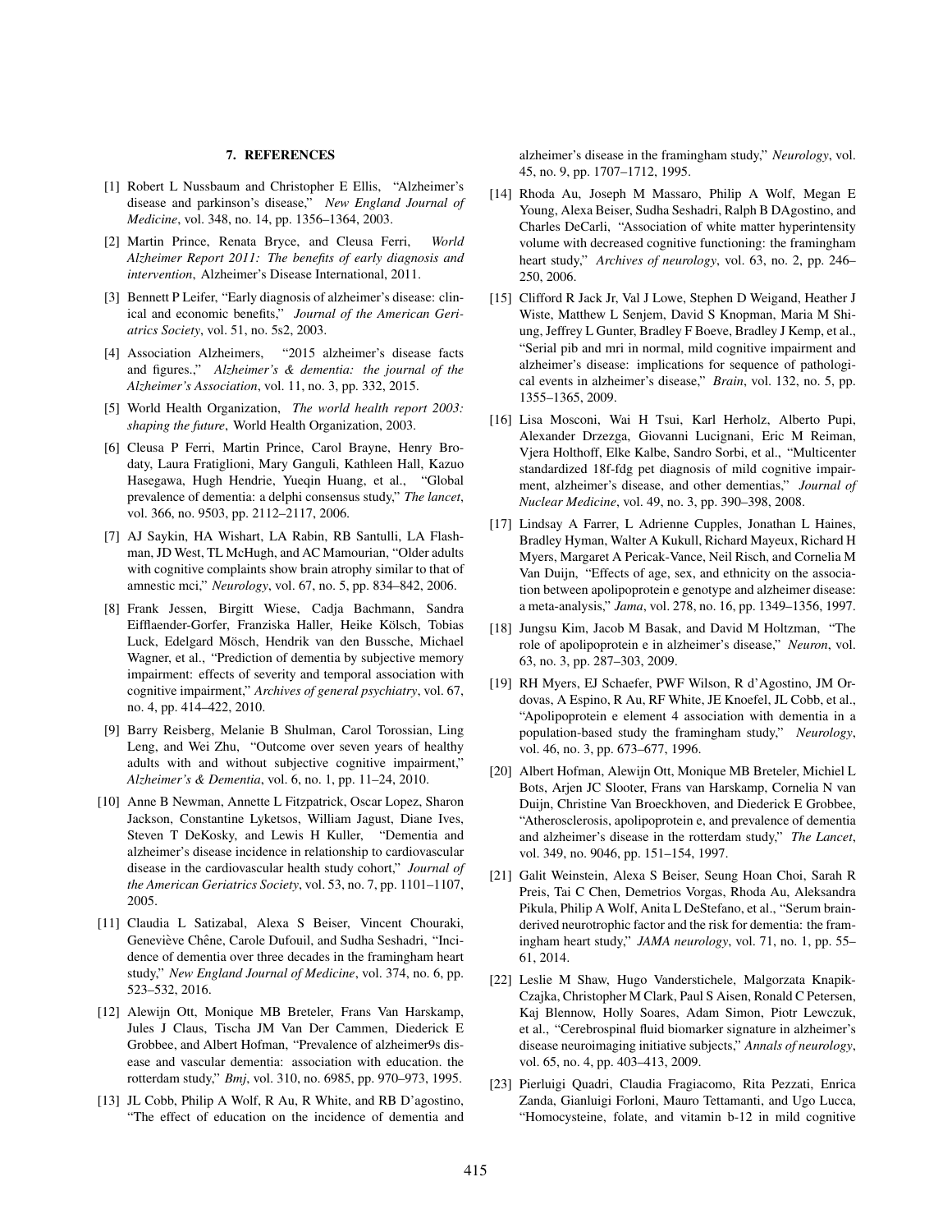## 7. REFERENCES

[1] Robert L Nussbaum and Christopher E Ellis, "Alzheimer's disease and parkinson's disease," *New England Journal of Medicine*, vol. 348, no. 14, pp. 1356–1364, 2003.

[2] Martin Prince, Renata Bryce, and Cleusa Ferri, *World Alzheimer Report 2011: The benefits of early diagnosis and intervention*, Alzheimer's Disease International, 2011.

[3] Bennett P Leifer, "Early diagnosis of alzheimer's disease: clinical and economic benefits," *Journal of the American Geriatrics Society*, vol. 51, no. 5s2, 2003.

[4] Association Alzheimers, "2015 alzheimer's disease facts and figures.," *Alzheimer's & dementia: the journal of the Alzheimer's Association*, vol. 11, no. 3, pp. 332, 2015.

[5] World Health Organization, *The world health report 2003: shaping the future*, World Health Organization, 2003.

[6] Cleusa P Ferri, Martin Prince, Carol Brayne, Henry Brodaty, Laura Fratiglioni, Mary Ganguli, Kathleen Hall, Kazuo Hasegawa, Hugh Hendrie, Yueqin Huang, et al., "Global prevalence of dementia: a delphi consensus study," *The lancet*, vol. 366, no. 9503, pp. 2112–2117, 2006.

[7] AJ Saykin, HA Wishart, LA Rabin, RB Santulli, LA Flashman, JD West, TL McHugh, and AC Mamourian, "Older adults with cognitive complaints show brain atrophy similar to that of amnestic mci," *Neurology*, vol. 67, no. 5, pp. 834–842, 2006.

[8] Frank Jessen, Birgitt Wiese, Cadja Bachmann, Sandra Eifflaender-Gorfer, Franziska Haller, Heike Kölsch, Tobias Luck, Edelgard Mösch, Hendrik van den Bussche, Michael Wagner, et al., "Prediction of dementia by subjective memory impairment: effects of severity and temporal association with cognitive impairment," *Archives of general psychiatry*, vol. 67, no. 4, pp. 414–422, 2010.

[9] Barry Reisberg, Melanie B Shulman, Carol Torossian, Ling Leng, and Wei Zhu, "Outcome over seven years of healthy adults with and without subjective cognitive impairment," *Alzheimer's & Dementia*, vol. 6, no. 1, pp. 11–24, 2010.

[10] Anne B Newman, Annette L Fitzpatrick, Oscar Lopez, Sharon Jackson, Constantine Lyketsos, William Jagust, Diane Ives, Steven T DeKosky, and Lewis H Kuller, "Dementia and alzheimer's disease incidence in relationship to cardiovascular disease in the cardiovascular health study cohort," *Journal of the American Geriatrics Society*, vol. 53, no. 7, pp. 1101–1107, 2005.

[11] Claudia L Satizabal, Alexa S Beiser, Vincent Chouraki, Geneviève Chêne, Carole Dufouil, and Sudha Seshadri, "Incidence of dementia over three decades in the framingham heart study," *New England Journal of Medicine*, vol. 374, no. 6, pp. 523–532, 2016.

[12] Alewijn Ott, Monique MB Breteler, Frans Van Harskamp, Jules J Claus, Tischa JM Van Der Cammen, Diederick E Grobbee, and Albert Hofman, "Prevalence of alzheimer9s disease and vascular dementia: association with education. the rotterdam study," *Bmj*, vol. 310, no. 6985, pp. 970–973, 1995.

[13] JL Cobb, Philip A Wolf, R Au, R White, and RB D'agostino, "The effect of education on the incidence of dementia and alzheimer's disease in the framingham study," *Neurology*, vol. 45, no. 9, pp. 1707–1712, 1995.

[14] Rhoda Au, Joseph M Massaro, Philip A Wolf, Megan E Young, Alexa Beiser, Sudha Seshadri, Ralph B DAgostino, and Charles DeCarli, "Association of white matter hyperintensity volume with decreased cognitive functioning: the framingham heart study," *Archives of neurology*, vol. 63, no. 2, pp. 246–250, 2006.

[15] Clifford R Jack Jr, Val J Lowe, Stephen D Weigand, Heather J Wiste, Matthew L Senjem, David S Knopman, Maria M Shiung, Jeffrey L Gunter, Bradley F Boeve, Bradley J Kemp, et al., "Serial pib and mri in normal, mild cognitive impairment and alzheimer's disease: implications for sequence of pathological events in alzheimer's disease," *Brain*, vol. 132, no. 5, pp. 1355–1365, 2009.

[16] Lisa Mosconi, Wai H Tsui, Karl Herholz, Alberto Pupi, Alexander Drzezga, Giovanni Lucignani, Eric M Reiman, Vjera Holthoff, Elke Kalbe, Sandro Sorbi, et al., "Multicenter standardized 18f-fdg pet diagnosis of mild cognitive impairment, alzheimer's disease, and other dementias," *Journal of Nuclear Medicine*, vol. 49, no. 3, pp. 390–398, 2008.

[17] Lindsay A Farrer, L Adrienne Cupples, Jonathan L Haines, Bradley Hyman, Walter A Kukull, Richard Mayeux, Richard H Myers, Margaret A Pericak-Vance, Neil Risch, and Cornelia M Van Duijn, "Effects of age, sex, and ethnicity on the association between apolipoprotein e genotype and alzheimer disease: a meta-analysis," *Jama*, vol. 278, no. 16, pp. 1349–1356, 1997.

[18] Jungsu Kim, Jacob M Basak, and David M Holtzman, "The role of apolipoprotein e in alzheimer's disease," *Neuron*, vol. 63, no. 3, pp. 287–303, 2009.

[19] RH Myers, EJ Schaefer, PWF Wilson, R d'Agostino, JM Ordovas, A Espino, R Au, RF White, JE Knoefel, JL Cobb, et al., "Apolipoprotein e element 4 association with dementia in a population-based study the framingham study," *Neurology*, vol. 46, no. 3, pp. 673–677, 1996.

[20] Albert Hofman, Alewijn Ott, Monique MB Breteler, Michiel L Bots, Arjen JC Slooter, Frans van Harskamp, Cornelia N van Duijn, Christine Van Broeckhoven, and Diederick E Grobbee, "Atherosclerosis, apolipoprotein e, and prevalence of dementia and alzheimer's disease in the rotterdam study," *The Lancet*, vol. 349, no. 9046, pp. 151–154, 1997.

[21] Galit Weinstein, Alexa S Beiser, Seung Hoan Choi, Sarah R Preis, Tai C Chen, Demetrios Vorgas, Rhoda Au, Aleksandra Pikula, Philip A Wolf, Anita L DeStefano, et al., "Serum brain-derived neurotrophic factor and the risk for dementia: the framingham heart study," *JAMA neurology*, vol. 71, no. 1, pp. 55–61, 2014.

[22] Leslie M Shaw, Hugo Vanderstichele, Malgorzata Knapik-Czajka, Christopher M Clark, Paul S Aisen, Ronald C Petersen, Kaj Blennow, Holly Soares, Adam Simon, Piotr Lewczuk, et al., "Cerebrospinal fluid biomarker signature in alzheimer's disease neuroimaging initiative subjects," *Annals of neurology*, vol. 65, no. 4, pp. 403–413, 2009.

[23] Pierluigi Quadri, Claudia Fragiacomo, Rita Pezzati, Enrica Zanda, Gianluigi Forloni, Mauro Tettamanti, and Ugo Lucca, "Homocysteine, folate, and vitamin b-12 in mild cognitive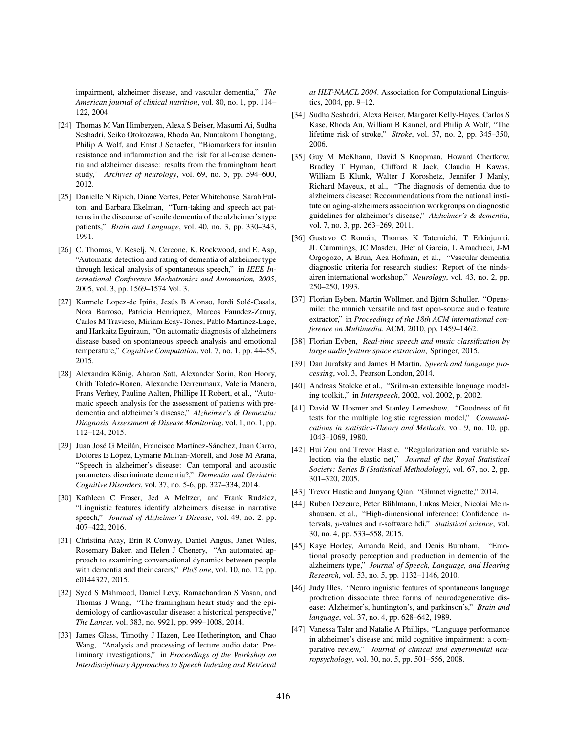impairment, alzheimer disease, and vascular dementia," *The American journal of clinical nutrition*, vol. 80, no. 1, pp. 114–122, 2004.

[24] Thomas M Van Himbergen, Alexa S Beiser, Masumi Ai, Sudha Seshadri, Seiko Otokozawa, Rhoda Au, Nuntakorn Thongtang, Philip A Wolf, and Ernst J Schaefer, "Biomarkers for insulin resistance and inflammation and the risk for all-cause dementia and alzheimer disease: results from the framingham heart study," *Archives of neurology*, vol. 69, no. 5, pp. 594–600, 2012.

[25] Danielle N Ripich, Diane Vertes, Peter Whitehouse, Sarah Fulton, and Barbara Ekelman, "Turn-taking and speech act patterns in the discourse of senile dementia of the alzheimer's type patients," *Brain and Language*, vol. 40, no. 3, pp. 330–343, 1991.

[26] C. Thomas, V. Keselj, N. Cercone, K. Rockwood, and E. Asp, "Automatic detection and rating of dementia of alzheimer type through lexical analysis of spontaneous speech," in *IEEE International Conference Mechatronics and Automation, 2005*, 2005, vol. 3, pp. 1569–1574 Vol. 3.

[27] Karmele Lopez-de Ipiña, Jesús B Alonso, Jordi Solé-Casals, Nora Barroso, Patricia Henriquez, Marcos Faundez-Zanuy, Carlos M Travieso, Miriam Ecay-Torres, Pablo Martinez-Lage, and Harkaitz Eguiraun, "On automatic diagnosis of alzheimers disease based on spontaneous speech analysis and emotional temperature," *Cognitive Computation*, vol. 7, no. 1, pp. 44–55, 2015.

[28] Alexandra König, Aharon Satt, Alexander Sorin, Ron Hoory, Orith Toledo-Ronen, Alexandre Derreumaux, Valeria Manera, Frans Verhey, Pauline Aalten, Phillipe H Robert, et al., "Automatic speech analysis for the assessment of patients with predementia and alzheimer's disease," *Alzheimer's & Dementia: Diagnosis, Assessment & Disease Monitoring*, vol. 1, no. 1, pp. 112–124, 2015.

[29] Juan José G Meilán, Francisco Martínez-Sánchez, Juan Carro, Dolores E López, Lymarie Millian-Morell, and José M Arana, "Speech in alzheimer's disease: Can temporal and acoustic parameters discriminate dementia?," *Dementia and Geriatric Cognitive Disorders*, vol. 37, no. 5-6, pp. 327–334, 2014.

[30] Kathleen C Fraser, Jed A Meltzer, and Frank Rudzicz, "Linguistic features identify alzheimers disease in narrative speech," *Journal of Alzheimer's Disease*, vol. 49, no. 2, pp. 407–422, 2016.

[31] Christina Atay, Erin R Conway, Daniel Angus, Janet Wiles, Rosemary Baker, and Helen J Chenery, "An automated approach to examining conversational dynamics between people with dementia and their carers," *PloS one*, vol. 10, no. 12, pp. e0144327, 2015.

[32] Syed S Mahmood, Daniel Levy, Ramachandran S Vasan, and Thomas J Wang, "The framingham heart study and the epidemiology of cardiovascular disease: a historical perspective," *The Lancet*, vol. 383, no. 9921, pp. 999–1008, 2014.

[33] James Glass, Timothy J Hazen, Lee Hetherington, and Chao Wang, "Analysis and processing of lecture audio data: Preliminary investigations," in *Proceedings of the Workshop on Interdisciplinary Approaches to Speech Indexing and Retrieval at HLT-NAACL 2004*. Association for Computational Linguistics, 2004, pp. 9–12.

[34] Sudha Seshadri, Alexa Beiser, Margaret Kelly-Hayes, Carlos S Kase, Rhoda Au, William B Kannel, and Philip A Wolf, "The lifetime risk of stroke," *Stroke*, vol. 37, no. 2, pp. 345–350, 2006.

[35] Guy M McKhann, David S Knopman, Howard Chertkow, Bradley T Hyman, Clifford R Jack, Claudia H Kawas, William E Klunk, Walter J Koroshetz, Jennifer J Manly, Richard Mayeux, et al., "The diagnosis of dementia due to alzheimers disease: Recommendations from the national institute on aging-alzheimers association workgroups on diagnostic guidelines for alzheimer's disease," *Alzheimer's & dementia*, vol. 7, no. 3, pp. 263–269, 2011.

[36] Gustavo C Román, Thomas K Tatemichi, T Erkinjuntti, JL Cummings, JC Masdeu, JHet al Garcia, L Amaducci, J-M Orgogozo, A Brun, Aea Hofman, et al., "Vascular dementia diagnostic criteria for research studies: Report of the nindsairen international workshop," *Neurology*, vol. 43, no. 2, pp. 250–250, 1993.

[37] Florian Eyben, Martin Wöllmer, and Björn Schuller, "Opensmile: the munich versatile and fast open-source audio feature extractor," in *Proceedings of the 18th ACM international conference on Multimedia*. ACM, 2010, pp. 1459–1462.

[38] Florian Eyben, *Real-time speech and music classification by large audio feature space extraction*, Springer, 2015.

[39] Dan Jurafsky and James H Martin, *Speech and language processing*, vol. 3, Pearson London, 2014.

[40] Andreas Stolcke et al., "Srilm-an extensible language modeling toolkit.," in *Interspeech*, 2002, vol. 2002, p. 2002.

[41] David W Hosmer and Stanley Lemesbow, "Goodness of fit tests for the multiple logistic regression model," *Communications in statistics-Theory and Methods*, vol. 9, no. 10, pp. 1043–1069, 1980.

[42] Hui Zou and Trevor Hastie, "Regularization and variable selection via the elastic net," *Journal of the Royal Statistical Society: Series B (Statistical Methodology)*, vol. 67, no. 2, pp. 301–320, 2005.

[43] Trevor Hastie and Junyang Qian, "Glmnet vignette," 2014.

[44] Ruben Dezeure, Peter Bühlmann, Lukas Meier, Nicolai Meinshausen, et al., "High-dimensional inference: Confidence intervals, *p*-values and r-software hdi," *Statistical science*, vol. 30, no. 4, pp. 533–558, 2015.

[45] Kaye Horley, Amanda Reid, and Denis Burnham, "Emotional prosody perception and production in dementia of the alzheimers type," *Journal of Speech, Language, and Hearing Research*, vol. 53, no. 5, pp. 1132–1146, 2010.

[46] Judy Illes, "Neurolinguistic features of spontaneous language production dissociate three forms of neurodegenerative disease: Alzheimer's, huntington's, and parkinson's," *Brain and language*, vol. 37, no. 4, pp. 628–642, 1989.

[47] Vanessa Taler and Natalie A Phillips, "Language performance in alzheimer's disease and mild cognitive impairment: a comparative review," *Journal of clinical and experimental neuropsychology*, vol. 30, no. 5, pp. 501–556, 2008.